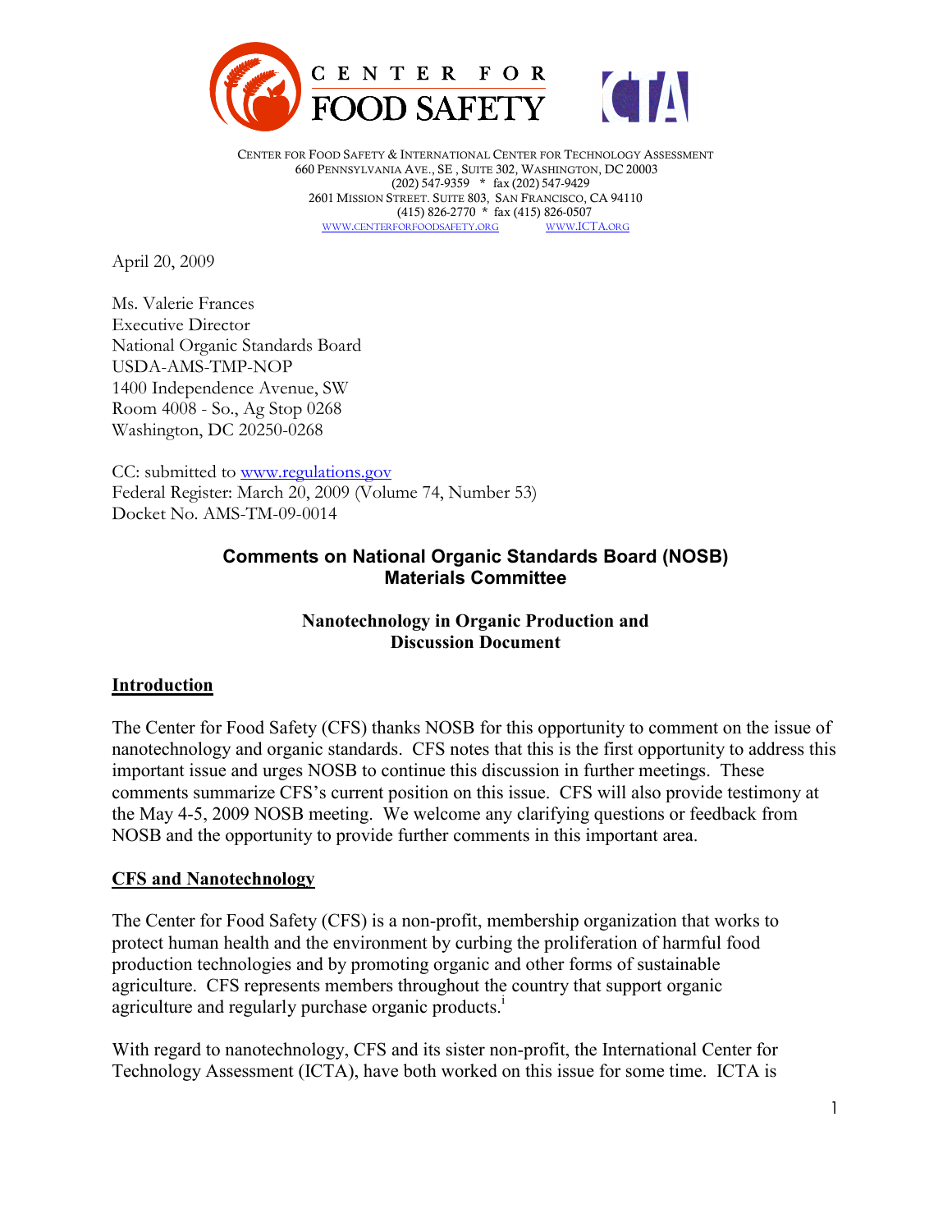CENTER FOR FOOD SAFETY

CENTER FOR FOOD SAFETY & INTERNATIONAL CENTER FOR TECHNOLOGY ASSESSMENT
660 PENNSYLVANIA AVE., SE , SUITE 302, WASHINGTON, DC 20003
(202) 547-9359 * fax (202) 547-9429
2601 MISSION STREET. SUITE 803, SAN FRANCISCO, CA 94110
(415) 826-2770 * fax (415) 826-0507
WWW.CENTERFORFOODSAFETY.ORG WWW.ICTA.ORG

April 20, 2009

Ms. Valerie Frances
Executive Director
National Organic Standards Board
USDA-AMS-TMP-NOP
1400 Independence Avenue, SW
Room 4008 - So., Ag Stop 0268
Washington, DC 20250-0268

CC: submitted to www.regulations.gov
Federal Register: March 20, 2009 (Volume 74, Number 53)
Docket No. AMS-TM-09-0014

## Comments on National Organic Standards Board (NOSB) Materials Committee

### Nanotechnology in Organic Production and Discussion Document

**Introduction**

The Center for Food Safety (CFS) thanks NOSB for this opportunity to comment on the issue of nanotechnology and organic standards. CFS notes that this is the first opportunity to address this important issue and urges NOSB to continue this discussion in further meetings. These comments summarize CFS's current position on this issue. CFS will also provide testimony at the May 4-5, 2009 NOSB meeting. We welcome any clarifying questions or feedback from NOSB and the opportunity to provide further comments in this important area.

**CFS and Nanotechnology**

The Center for Food Safety (CFS) is a non-profit, membership organization that works to protect human health and the environment by curbing the proliferation of harmful food production technologies and by promoting organic and other forms of sustainable agriculture. CFS represents members throughout the country that support organic agriculture and regularly purchase organic products.[i]

With regard to nanotechnology, CFS and its sister non-profit, the International Center for Technology Assessment (ICTA), have both worked on this issue for some time. ICTA is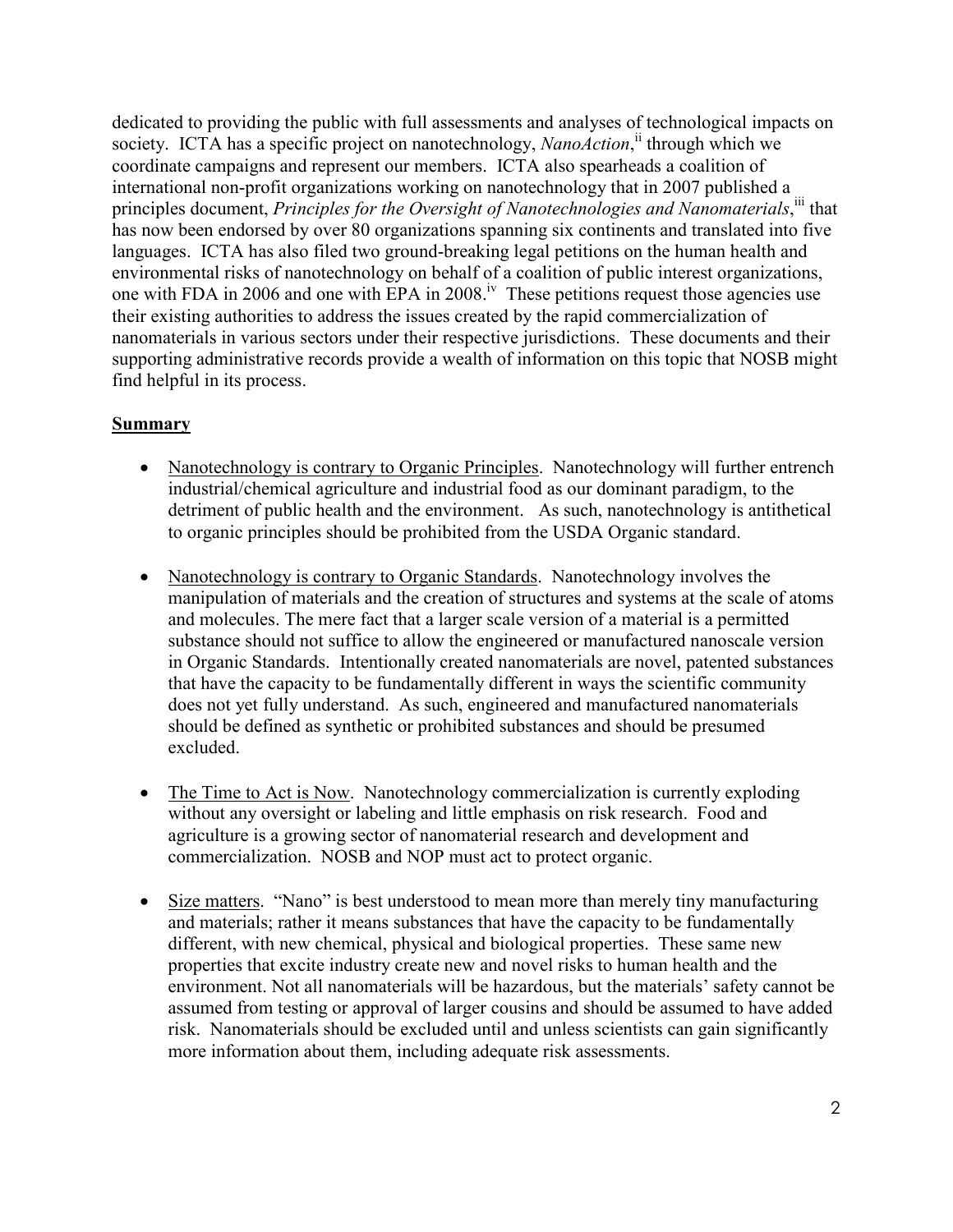dedicated to providing the public with full assessments and analyses of technological impacts on society. ICTA has a specific project on nanotechnology, *NanoAction*,[ii] through which we coordinate campaigns and represent our members. ICTA also spearheads a coalition of international non-profit organizations working on nanotechnology that in 2007 published a principles document, *Principles for the Oversight of Nanotechnologies and Nanomaterials*,[iii] that has now been endorsed by over 80 organizations spanning six continents and translated into five languages. ICTA has also filed two ground-breaking legal petitions on the human health and environmental risks of nanotechnology on behalf of a coalition of public interest organizations, one with FDA in 2006 and one with EPA in 2008.[iv] These petitions request those agencies use their existing authorities to address the issues created by the rapid commercialization of nanomaterials in various sectors under their respective jurisdictions. These documents and their supporting administrative records provide a wealth of information on this topic that NOSB might find helpful in its process.

## Summary

- Nanotechnology is contrary to Organic Principles. Nanotechnology will further entrench industrial/chemical agriculture and industrial food as our dominant paradigm, to the detriment of public health and the environment. As such, nanotechnology is antithetical to organic principles should be prohibited from the USDA Organic standard.

- Nanotechnology is contrary to Organic Standards. Nanotechnology involves the manipulation of materials and the creation of structures and systems at the scale of atoms and molecules. The mere fact that a larger scale version of a material is a permitted substance should not suffice to allow the engineered or manufactured nanoscale version in Organic Standards. Intentionally created nanomaterials are novel, patented substances that have the capacity to be fundamentally different in ways the scientific community does not yet fully understand. As such, engineered and manufactured nanomaterials should be defined as synthetic or prohibited substances and should be presumed excluded.

- The Time to Act is Now. Nanotechnology commercialization is currently exploding without any oversight or labeling and little emphasis on risk research. Food and agriculture is a growing sector of nanomaterial research and development and commercialization. NOSB and NOP must act to protect organic.

- Size matters. "Nano" is best understood to mean more than merely tiny manufacturing and materials; rather it means substances that have the capacity to be fundamentally different, with new chemical, physical and biological properties. These same new properties that excite industry create new and novel risks to human health and the environment. Not all nanomaterials will be hazardous, but the materials' safety cannot be assumed from testing or approval of larger cousins and should be assumed to have added risk. Nanomaterials should be excluded until and unless scientists can gain significantly more information about them, including adequate risk assessments.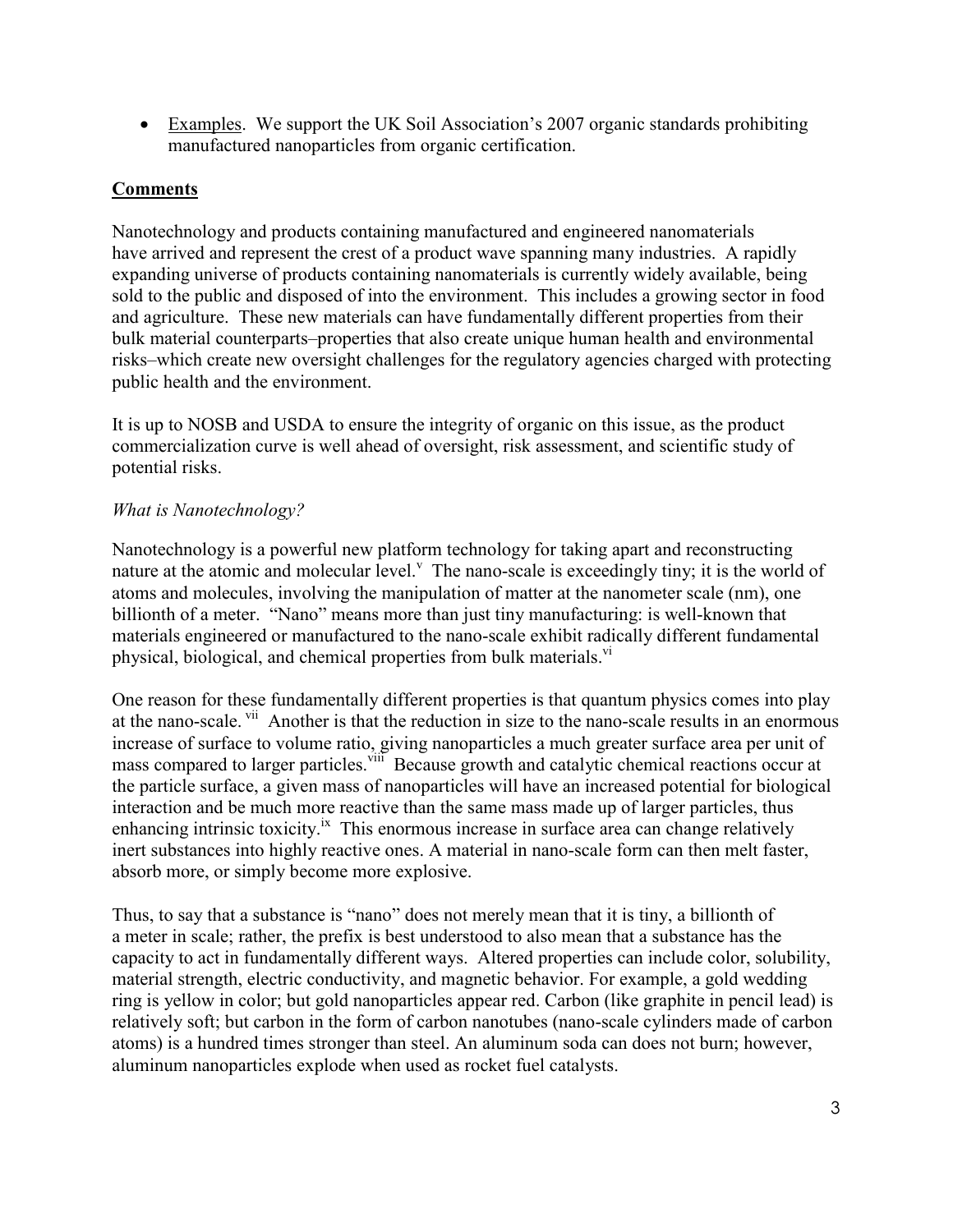- Examples. We support the UK Soil Association's 2007 organic standards prohibiting manufactured nanoparticles from organic certification.

## Comments

Nanotechnology and products containing manufactured and engineered nanomaterials have arrived and represent the crest of a product wave spanning many industries. A rapidly expanding universe of products containing nanomaterials is currently widely available, being sold to the public and disposed of into the environment. This includes a growing sector in food and agriculture. These new materials can have fundamentally different properties from their bulk material counterparts–properties that also create unique human health and environmental risks–which create new oversight challenges for the regulatory agencies charged with protecting public health and the environment.

It is up to NOSB and USDA to ensure the integrity of organic on this issue, as the product commercialization curve is well ahead of oversight, risk assessment, and scientific study of potential risks.

### *What is Nanotechnology?*

Nanotechnology is a powerful new platform technology for taking apart and reconstructing nature at the atomic and molecular level.[v] The nano-scale is exceedingly tiny; it is the world of atoms and molecules, involving the manipulation of matter at the nanometer scale (nm), one billionth of a meter. "Nano" means more than just tiny manufacturing: is well-known that materials engineered or manufactured to the nano-scale exhibit radically different fundamental physical, biological, and chemical properties from bulk materials.[vi]

One reason for these fundamentally different properties is that quantum physics comes into play at the nano-scale.[vii] Another is that the reduction in size to the nano-scale results in an enormous increase of surface to volume ratio, giving nanoparticles a much greater surface area per unit of mass compared to larger particles.[viii] Because growth and catalytic chemical reactions occur at the particle surface, a given mass of nanoparticles will have an increased potential for biological interaction and be much more reactive than the same mass made up of larger particles, thus enhancing intrinsic toxicity.[ix] This enormous increase in surface area can change relatively inert substances into highly reactive ones. A material in nano-scale form can then melt faster, absorb more, or simply become more explosive.

Thus, to say that a substance is "nano" does not merely mean that it is tiny, a billionth of a meter in scale; rather, the prefix is best understood to also mean that a substance has the capacity to act in fundamentally different ways. Altered properties can include color, solubility, material strength, electric conductivity, and magnetic behavior. For example, a gold wedding ring is yellow in color; but gold nanoparticles appear red. Carbon (like graphite in pencil lead) is relatively soft; but carbon in the form of carbon nanotubes (nano-scale cylinders made of carbon atoms) is a hundred times stronger than steel. An aluminum soda can does not burn; however, aluminum nanoparticles explode when used as rocket fuel catalysts.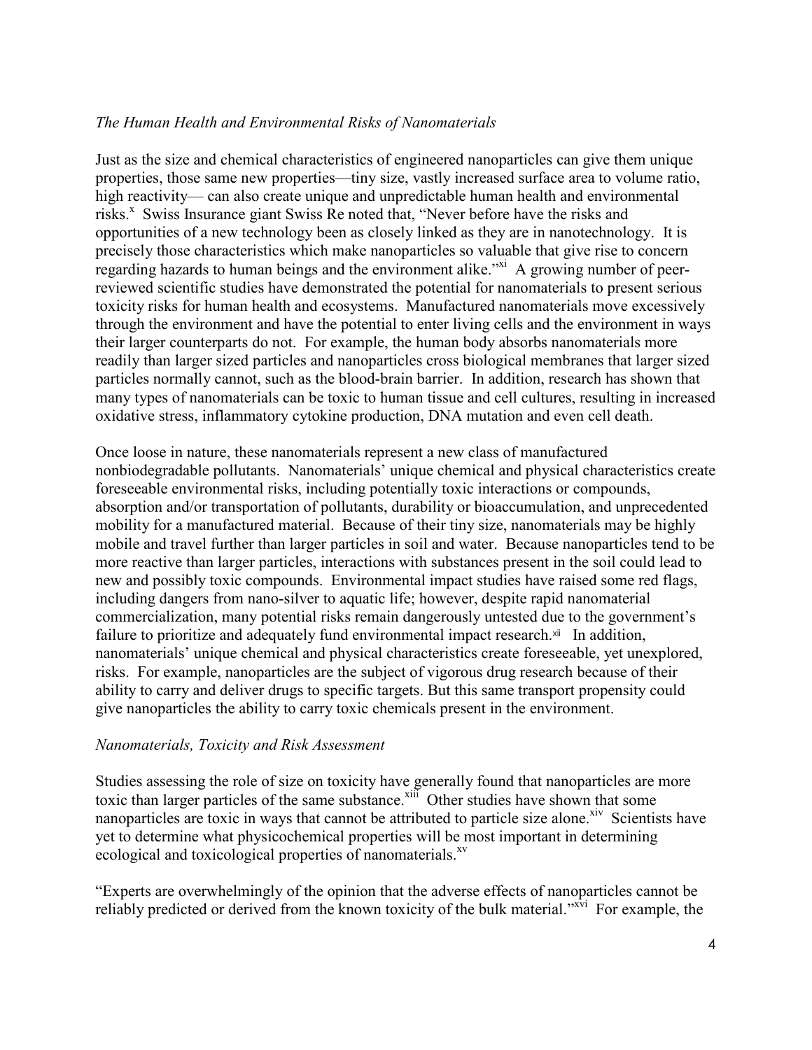*The Human Health and Environmental Risks of Nanomaterials*

Just as the size and chemical characteristics of engineered nanoparticles can give them unique properties, those same new properties—tiny size, vastly increased surface area to volume ratio, high reactivity— can also create unique and unpredictable human health and environmental risks.[x] Swiss Insurance giant Swiss Re noted that, "Never before have the risks and opportunities of a new technology been as closely linked as they are in nanotechnology. It is precisely those characteristics which make nanoparticles so valuable that give rise to concern regarding hazards to human beings and the environment alike."[xi] A growing number of peer-reviewed scientific studies have demonstrated the potential for nanomaterials to present serious toxicity risks for human health and ecosystems. Manufactured nanomaterials move excessively through the environment and have the potential to enter living cells and the environment in ways their larger counterparts do not. For example, the human body absorbs nanomaterials more readily than larger sized particles and nanoparticles cross biological membranes that larger sized particles normally cannot, such as the blood-brain barrier. In addition, research has shown that many types of nanomaterials can be toxic to human tissue and cell cultures, resulting in increased oxidative stress, inflammatory cytokine production, DNA mutation and even cell death.

Once loose in nature, these nanomaterials represent a new class of manufactured nonbiodegradable pollutants. Nanomaterials' unique chemical and physical characteristics create foreseeable environmental risks, including potentially toxic interactions or compounds, absorption and/or transportation of pollutants, durability or bioaccumulation, and unprecedented mobility for a manufactured material. Because of their tiny size, nanomaterials may be highly mobile and travel further than larger particles in soil and water. Because nanoparticles tend to be more reactive than larger particles, interactions with substances present in the soil could lead to new and possibly toxic compounds. Environmental impact studies have raised some red flags, including dangers from nano-silver to aquatic life; however, despite rapid nanomaterial commercialization, many potential risks remain dangerously untested due to the government's failure to prioritize and adequately fund environmental impact research.[xii] In addition, nanomaterials' unique chemical and physical characteristics create foreseeable, yet unexplored, risks. For example, nanoparticles are the subject of vigorous drug research because of their ability to carry and deliver drugs to specific targets. But this same transport propensity could give nanoparticles the ability to carry toxic chemicals present in the environment.

*Nanomaterials, Toxicity and Risk Assessment*

Studies assessing the role of size on toxicity have generally found that nanoparticles are more toxic than larger particles of the same substance.[xiii] Other studies have shown that some nanoparticles are toxic in ways that cannot be attributed to particle size alone.[xiv] Scientists have yet to determine what physicochemical properties will be most important in determining ecological and toxicological properties of nanomaterials.[xv]

"Experts are overwhelmingly of the opinion that the adverse effects of nanoparticles cannot be reliably predicted or derived from the known toxicity of the bulk material."[xvi] For example, the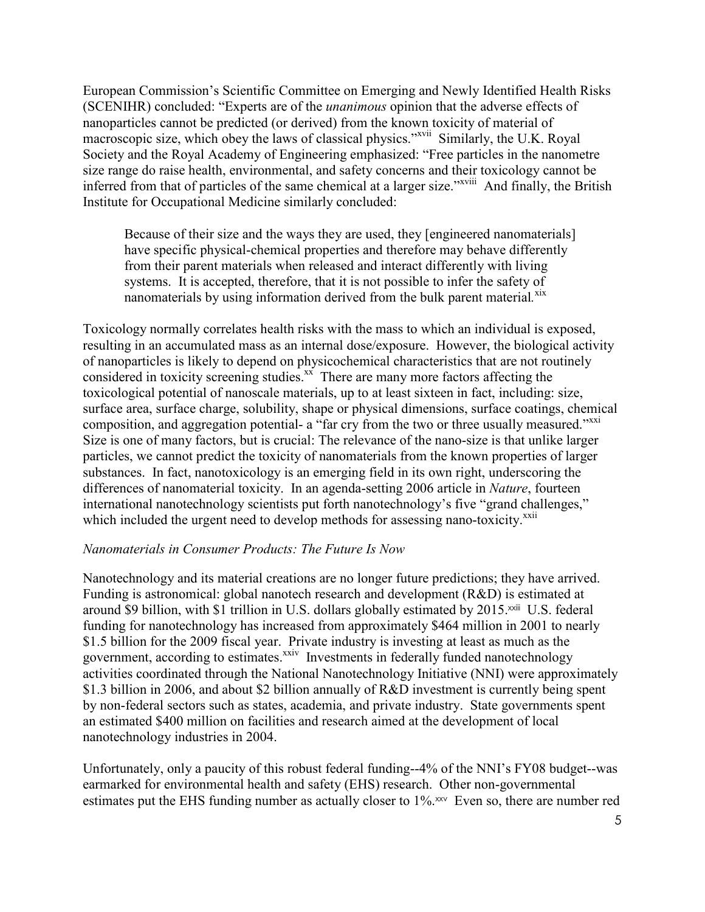European Commission's Scientific Committee on Emerging and Newly Identified Health Risks (SCENIHR) concluded: "Experts are of the *unanimous* opinion that the adverse effects of nanoparticles cannot be predicted (or derived) from the known toxicity of material of macroscopic size, which obey the laws of classical physics."[xvii] Similarly, the U.K. Royal Society and the Royal Academy of Engineering emphasized: "Free particles in the nanometre size range do raise health, environmental, and safety concerns and their toxicology cannot be inferred from that of particles of the same chemical at a larger size."[xviii] And finally, the British Institute for Occupational Medicine similarly concluded:

> Because of their size and the ways they are used, they [engineered nanomaterials] have specific physical-chemical properties and therefore may behave differently from their parent materials when released and interact differently with living systems. It is accepted, therefore, that it is not possible to infer the safety of nanomaterials by using information derived from the bulk parent material.[xix]

Toxicology normally correlates health risks with the mass to which an individual is exposed, resulting in an accumulated mass as an internal dose/exposure. However, the biological activity of nanoparticles is likely to depend on physicochemical characteristics that are not routinely considered in toxicity screening studies.[xx] There are many more factors affecting the toxicological potential of nanoscale materials, up to at least sixteen in fact, including: size, surface area, surface charge, solubility, shape or physical dimensions, surface coatings, chemical composition, and aggregation potential- a "far cry from the two or three usually measured."[xxi] Size is one of many factors, but is crucial: The relevance of the nano-size is that unlike larger particles, we cannot predict the toxicity of nanomaterials from the known properties of larger substances. In fact, nanotoxicology is an emerging field in its own right, underscoring the differences of nanomaterial toxicity. In an agenda-setting 2006 article in *Nature*, fourteen international nanotechnology scientists put forth nanotechnology's five "grand challenges," which included the urgent need to develop methods for assessing nano-toxicity.[xxii]

*Nanomaterials in Consumer Products: The Future Is Now*

Nanotechnology and its material creations are no longer future predictions; they have arrived. Funding is astronomical: global nanotech research and development (R&D) is estimated at around \$9 billion, with \$1 trillion in U.S. dollars globally estimated by 2015.[xxiii] U.S. federal funding for nanotechnology has increased from approximately \$464 million in 2001 to nearly \$1.5 billion for the 2009 fiscal year. Private industry is investing at least as much as the government, according to estimates.[xxiv] Investments in federally funded nanotechnology activities coordinated through the National Nanotechnology Initiative (NNI) were approximately \$1.3 billion in 2006, and about \$2 billion annually of R&D investment is currently being spent by non-federal sectors such as states, academia, and private industry. State governments spent an estimated \$400 million on facilities and research aimed at the development of local nanotechnology industries in 2004.

Unfortunately, only a paucity of this robust federal funding--4% of the NNI's FY08 budget--was earmarked for environmental health and safety (EHS) research. Other non-governmental estimates put the EHS funding number as actually closer to 1%.[xxv] Even so, there are number red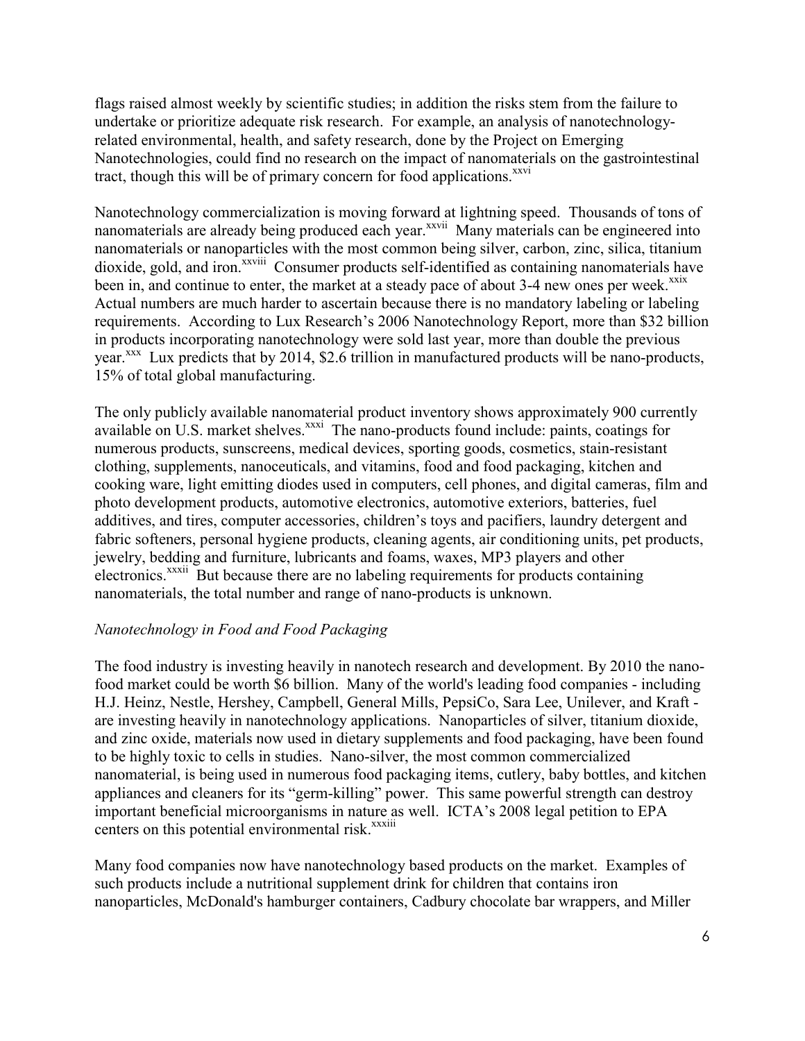flags raised almost weekly by scientific studies; in addition the risks stem from the failure to undertake or prioritize adequate risk research. For example, an analysis of nanotechnology-related environmental, health, and safety research, done by the Project on Emerging Nanotechnologies, could find no research on the impact of nanomaterials on the gastrointestinal tract, though this will be of primary concern for food applications.[xxvi]

Nanotechnology commercialization is moving forward at lightning speed. Thousands of tons of nanomaterials are already being produced each year.[xxvii] Many materials can be engineered into nanomaterials or nanoparticles with the most common being silver, carbon, zinc, silica, titanium dioxide, gold, and iron.[xxviii] Consumer products self-identified as containing nanomaterials have been in, and continue to enter, the market at a steady pace of about 3-4 new ones per week.[xxix] Actual numbers are much harder to ascertain because there is no mandatory labeling or labeling requirements. According to Lux Research's 2006 Nanotechnology Report, more than $32 billion in products incorporating nanotechnology were sold last year, more than double the previous year.[xxx] Lux predicts that by 2014, $2.6 trillion in manufactured products will be nano-products, 15% of total global manufacturing.

The only publicly available nanomaterial product inventory shows approximately 900 currently available on U.S. market shelves.[xxxi] The nano-products found include: paints, coatings for numerous products, sunscreens, medical devices, sporting goods, cosmetics, stain-resistant clothing, supplements, nanoceuticals, and vitamins, food and food packaging, kitchen and cooking ware, light emitting diodes used in computers, cell phones, and digital cameras, film and photo development products, automotive electronics, automotive exteriors, batteries, fuel additives, and tires, computer accessories, children's toys and pacifiers, laundry detergent and fabric softeners, personal hygiene products, cleaning agents, air conditioning units, pet products, jewelry, bedding and furniture, lubricants and foams, waxes, MP3 players and other electronics.[xxxii] But because there are no labeling requirements for products containing nanomaterials, the total number and range of nano-products is unknown.

*Nanotechnology in Food and Food Packaging*

The food industry is investing heavily in nanotech research and development. By 2010 the nano-food market could be worth $6 billion. Many of the world's leading food companies - including H.J. Heinz, Nestle, Hershey, Campbell, General Mills, PepsiCo, Sara Lee, Unilever, and Kraft - are investing heavily in nanotechnology applications. Nanoparticles of silver, titanium dioxide, and zinc oxide, materials now used in dietary supplements and food packaging, have been found to be highly toxic to cells in studies. Nano-silver, the most common commercialized nanomaterial, is being used in numerous food packaging items, cutlery, baby bottles, and kitchen appliances and cleaners for its "germ-killing" power. This same powerful strength can destroy important beneficial microorganisms in nature as well. ICTA's 2008 legal petition to EPA centers on this potential environmental risk.[xxxiii]

Many food companies now have nanotechnology based products on the market. Examples of such products include a nutritional supplement drink for children that contains iron nanoparticles, McDonald's hamburger containers, Cadbury chocolate bar wrappers, and Miller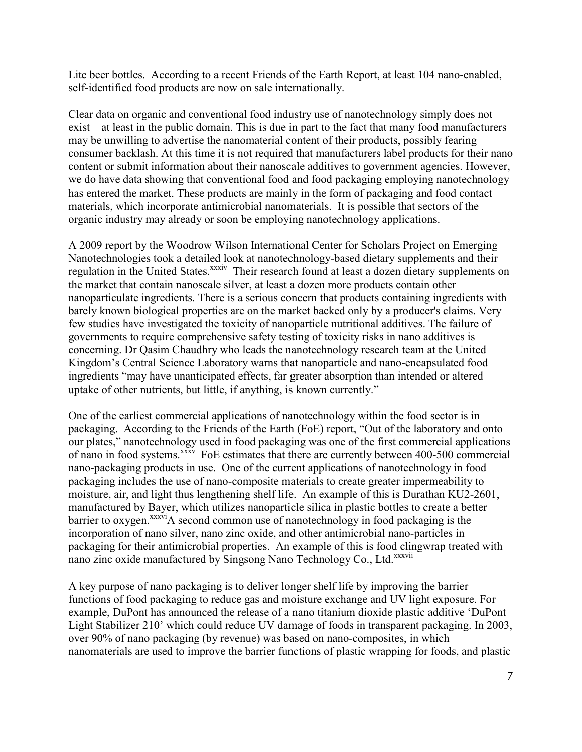Lite beer bottles. According to a recent Friends of the Earth Report, at least 104 nano-enabled, self-identified food products are now on sale internationally.

Clear data on organic and conventional food industry use of nanotechnology simply does not exist – at least in the public domain. This is due in part to the fact that many food manufacturers may be unwilling to advertise the nanomaterial content of their products, possibly fearing consumer backlash. At this time it is not required that manufacturers label products for their nano content or submit information about their nanoscale additives to government agencies. However, we do have data showing that conventional food and food packaging employing nanotechnology has entered the market. These products are mainly in the form of packaging and food contact materials, which incorporate antimicrobial nanomaterials. It is possible that sectors of the organic industry may already or soon be employing nanotechnology applications.

A 2009 report by the Woodrow Wilson International Center for Scholars Project on Emerging Nanotechnologies took a detailed look at nanotechnology-based dietary supplements and their regulation in the United States.[xxxiv] Their research found at least a dozen dietary supplements on the market that contain nanoscale silver, at least a dozen more products contain other nanoparticulate ingredients. There is a serious concern that products containing ingredients with barely known biological properties are on the market backed only by a producer's claims. Very few studies have investigated the toxicity of nanoparticle nutritional additives. The failure of governments to require comprehensive safety testing of toxicity risks in nano additives is concerning. Dr Qasim Chaudhry who leads the nanotechnology research team at the United Kingdom's Central Science Laboratory warns that nanoparticle and nano-encapsulated food ingredients "may have unanticipated effects, far greater absorption than intended or altered uptake of other nutrients, but little, if anything, is known currently."

One of the earliest commercial applications of nanotechnology within the food sector is in packaging. According to the Friends of the Earth (FoE) report, "Out of the laboratory and onto our plates," nanotechnology used in food packaging was one of the first commercial applications of nano in food systems.[xxxv] FoE estimates that there are currently between 400-500 commercial nano-packaging products in use. One of the current applications of nanotechnology in food packaging includes the use of nano-composite materials to create greater impermeability to moisture, air, and light thus lengthening shelf life. An example of this is Durathan KU2-2601, manufactured by Bayer, which utilizes nanoparticle silica in plastic bottles to create a better barrier to oxygen.[xxxvi] A second common use of nanotechnology in food packaging is the incorporation of nano silver, nano zinc oxide, and other antimicrobial nano-particles in packaging for their antimicrobial properties. An example of this is food clingwrap treated with nano zinc oxide manufactured by Singsong Nano Technology Co., Ltd.[xxxvii]

A key purpose of nano packaging is to deliver longer shelf life by improving the barrier functions of food packaging to reduce gas and moisture exchange and UV light exposure. For example, DuPont has announced the release of a nano titanium dioxide plastic additive 'DuPont Light Stabilizer 210' which could reduce UV damage of foods in transparent packaging. In 2003, over 90% of nano packaging (by revenue) was based on nano-composites, in which nanomaterials are used to improve the barrier functions of plastic wrapping for foods, and plastic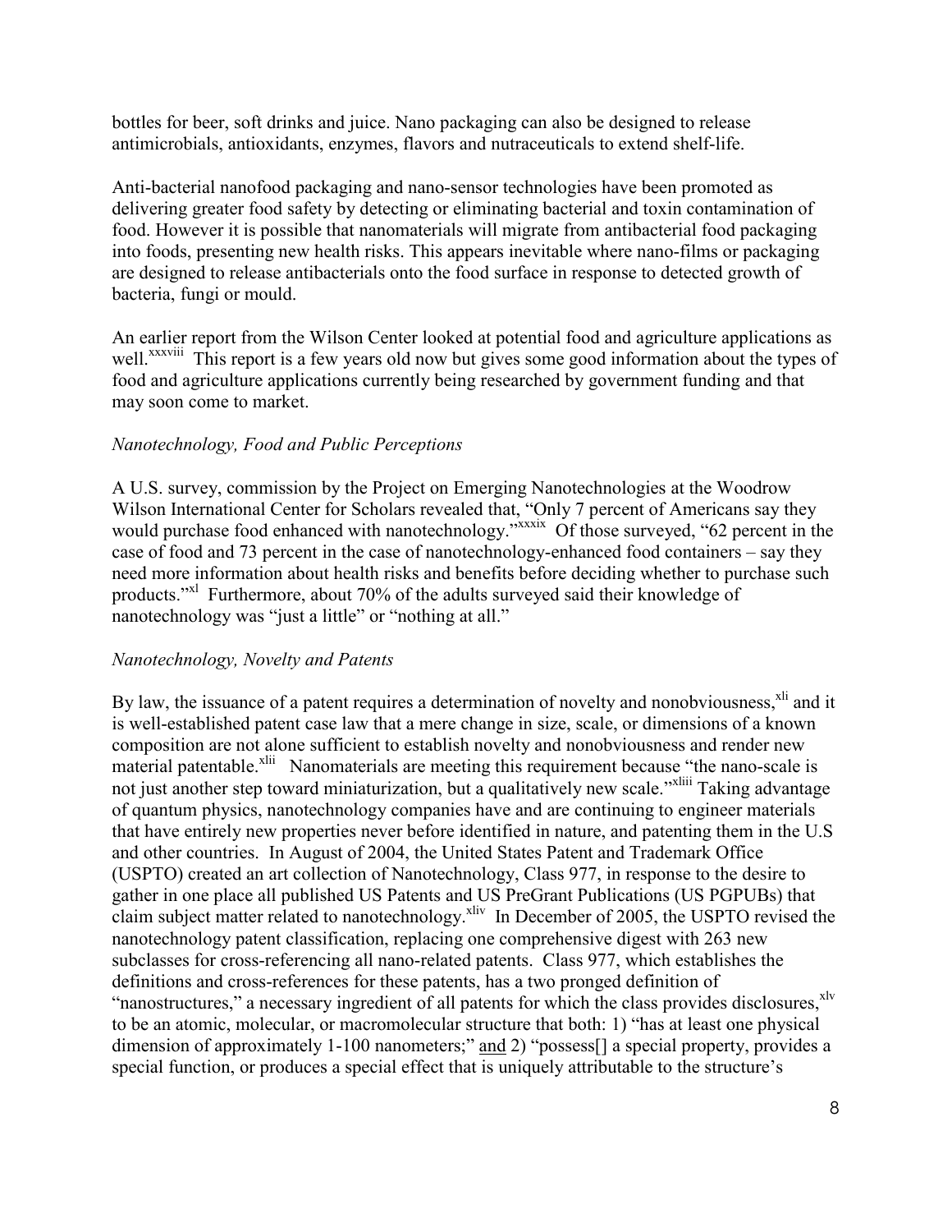bottles for beer, soft drinks and juice. Nano packaging can also be designed to release antimicrobials, antioxidants, enzymes, flavors and nutraceuticals to extend shelf-life.

Anti-bacterial nanofood packaging and nano-sensor technologies have been promoted as delivering greater food safety by detecting or eliminating bacterial and toxin contamination of food. However it is possible that nanomaterials will migrate from antibacterial food packaging into foods, presenting new health risks. This appears inevitable where nano-films or packaging are designed to release antibacterials onto the food surface in response to detected growth of bacteria, fungi or mould.

An earlier report from the Wilson Center looked at potential food and agriculture applications as well.[xxxviii] This report is a few years old now but gives some good information about the types of food and agriculture applications currently being researched by government funding and that may soon come to market.

### *Nanotechnology, Food and Public Perceptions*

A U.S. survey, commission by the Project on Emerging Nanotechnologies at the Woodrow Wilson International Center for Scholars revealed that, "Only 7 percent of Americans say they would purchase food enhanced with nanotechnology."[xxxix] Of those surveyed, "62 percent in the case of food and 73 percent in the case of nanotechnology-enhanced food containers – say they need more information about health risks and benefits before deciding whether to purchase such products."[xl] Furthermore, about 70% of the adults surveyed said their knowledge of nanotechnology was "just a little" or "nothing at all."

### *Nanotechnology, Novelty and Patents*

By law, the issuance of a patent requires a determination of novelty and nonobviousness,[xli] and it is well-established patent case law that a mere change in size, scale, or dimensions of a known composition are not alone sufficient to establish novelty and nonobviousness and render new material patentable.[xlii] Nanomaterials are meeting this requirement because "the nano-scale is not just another step toward miniaturization, but a qualitatively new scale."[xliii] Taking advantage of quantum physics, nanotechnology companies have and are continuing to engineer materials that have entirely new properties never before identified in nature, and patenting them in the U.S and other countries. In August of 2004, the United States Patent and Trademark Office (USPTO) created an art collection of Nanotechnology, Class 977, in response to the desire to gather in one place all published US Patents and US PreGrant Publications (US PGPUBs) that claim subject matter related to nanotechnology.[xliv] In December of 2005, the USPTO revised the nanotechnology patent classification, replacing one comprehensive digest with 263 new subclasses for cross-referencing all nano-related patents. Class 977, which establishes the definitions and cross-references for these patents, has a two pronged definition of "nanostructures," a necessary ingredient of all patents for which the class provides disclosures,[xlv] to be an atomic, molecular, or macromolecular structure that both: 1) "has at least one physical dimension of approximately 1-100 nanometers;" and 2) "possess[] a special property, provides a special function, or produces a special effect that is uniquely attributable to the structure's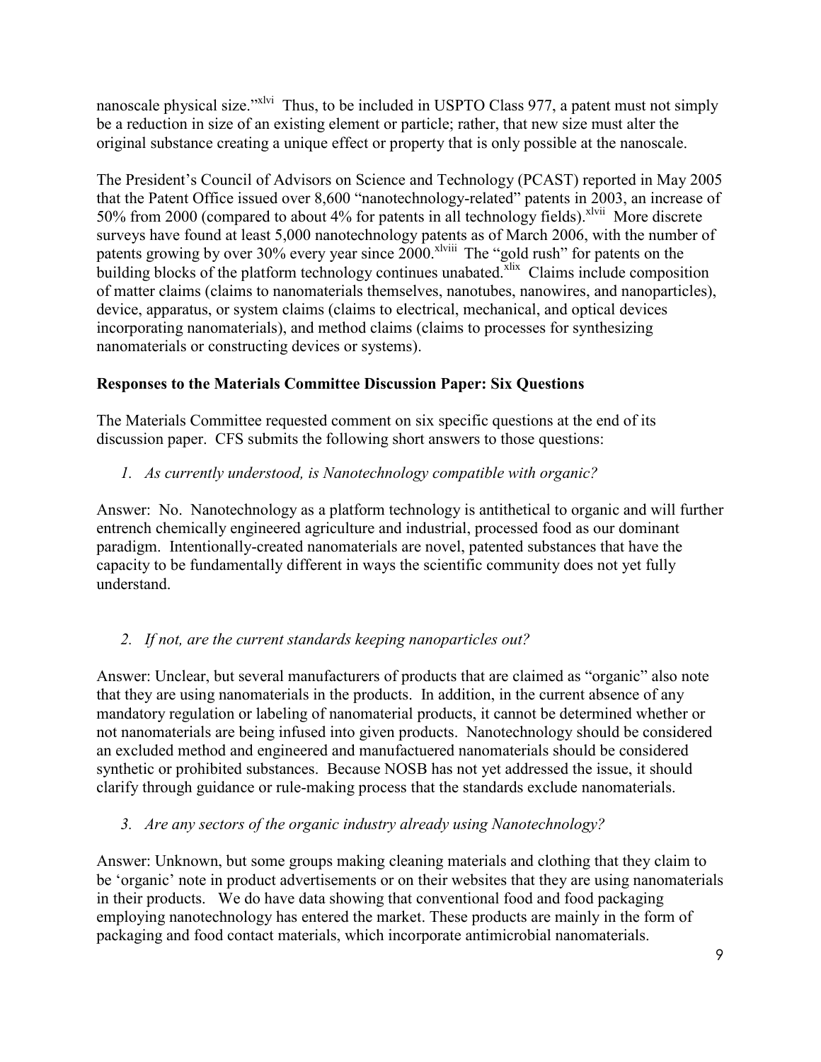nanoscale physical size."[xlvi] Thus, to be included in USPTO Class 977, a patent must not simply be a reduction in size of an existing element or particle; rather, that new size must alter the original substance creating a unique effect or property that is only possible at the nanoscale.

The President's Council of Advisors on Science and Technology (PCAST) reported in May 2005 that the Patent Office issued over 8,600 "nanotechnology-related" patents in 2003, an increase of 50% from 2000 (compared to about 4% for patents in all technology fields).[xlvii] More discrete surveys have found at least 5,000 nanotechnology patents as of March 2006, with the number of patents growing by over 30% every year since 2000.[xlviii] The "gold rush" for patents on the building blocks of the platform technology continues unabated.[xlix] Claims include composition of matter claims (claims to nanomaterials themselves, nanotubes, nanowires, and nanoparticles), device, apparatus, or system claims (claims to electrical, mechanical, and optical devices incorporating nanomaterials), and method claims (claims to processes for synthesizing nanomaterials or constructing devices or systems).

**Responses to the Materials Committee Discussion Paper: Six Questions**

The Materials Committee requested comment on six specific questions at the end of its discussion paper. CFS submits the following short answers to those questions:

1. *As currently understood, is Nanotechnology compatible with organic?*

Answer: No. Nanotechnology as a platform technology is antithetical to organic and will further entrench chemically engineered agriculture and industrial, processed food as our dominant paradigm. Intentionally-created nanomaterials are novel, patented substances that have the capacity to be fundamentally different in ways the scientific community does not yet fully understand.

2. *If not, are the current standards keeping nanoparticles out?*

Answer: Unclear, but several manufacturers of products that are claimed as "organic" also note that they are using nanomaterials in the products. In addition, in the current absence of any mandatory regulation or labeling of nanomaterial products, it cannot be determined whether or not nanomaterials are being infused into given products. Nanotechnology should be considered an excluded method and engineered and manufactuered nanomaterials should be considered synthetic or prohibited substances. Because NOSB has not yet addressed the issue, it should clarify through guidance or rule-making process that the standards exclude nanomaterials.

3. *Are any sectors of the organic industry already using Nanotechnology?*

Answer: Unknown, but some groups making cleaning materials and clothing that they claim to be 'organic' note in product advertisements or on their websites that they are using nanomaterials in their products. We do have data showing that conventional food and food packaging employing nanotechnology has entered the market. These products are mainly in the form of packaging and food contact materials, which incorporate antimicrobial nanomaterials.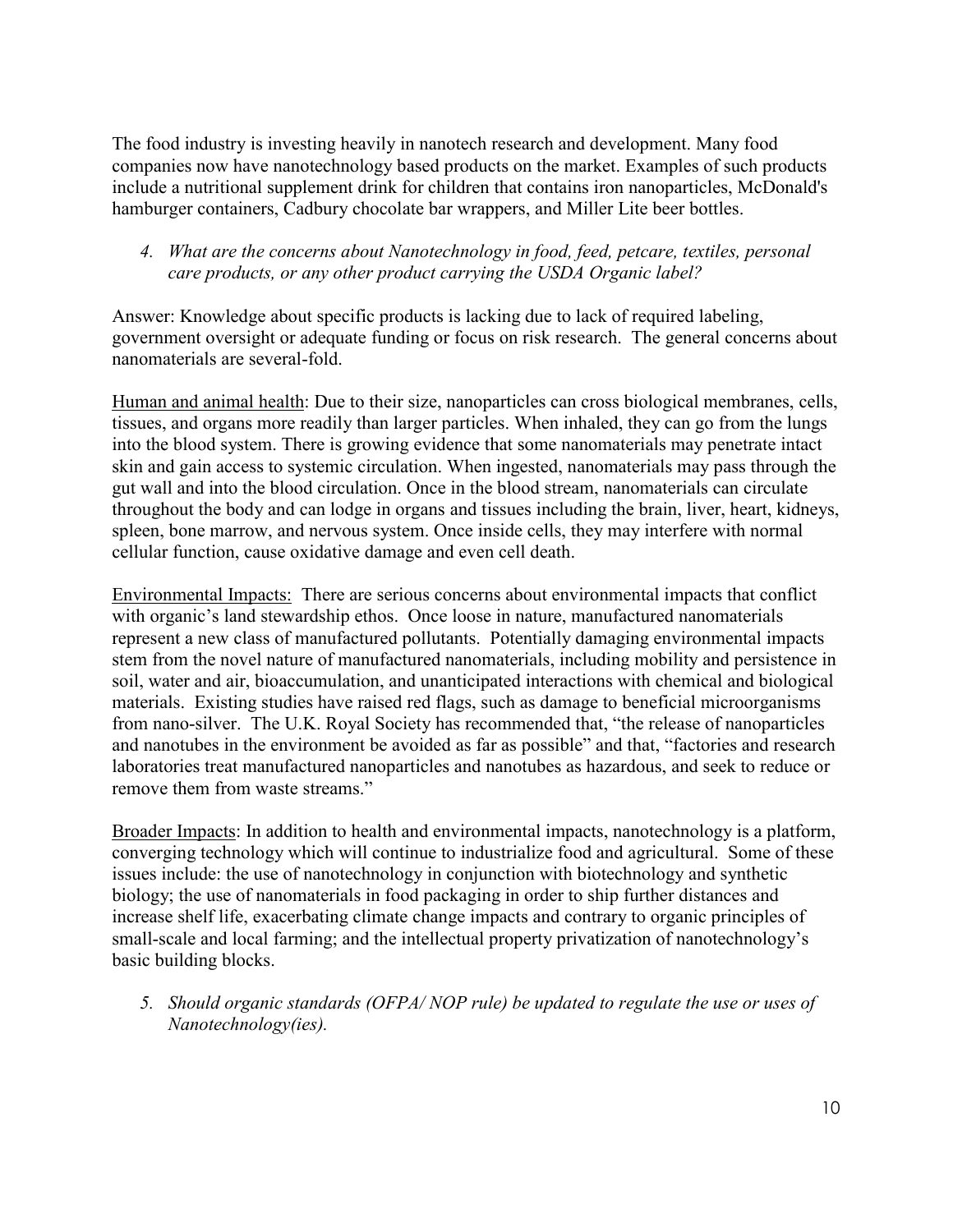The food industry is investing heavily in nanotech research and development. Many food companies now have nanotechnology based products on the market. Examples of such products include a nutritional supplement drink for children that contains iron nanoparticles, McDonald's hamburger containers, Cadbury chocolate bar wrappers, and Miller Lite beer bottles.

4. *What are the concerns about Nanotechnology in food, feed, petcare, textiles, personal care products, or any other product carrying the USDA Organic label?*

Answer: Knowledge about specific products is lacking due to lack of required labeling, government oversight or adequate funding or focus on risk research. The general concerns about nanomaterials are several-fold.

<u>Human and animal health</u>: Due to their size, nanoparticles can cross biological membranes, cells, tissues, and organs more readily than larger particles. When inhaled, they can go from the lungs into the blood system. There is growing evidence that some nanomaterials may penetrate intact skin and gain access to systemic circulation. When ingested, nanomaterials may pass through the gut wall and into the blood circulation. Once in the blood stream, nanomaterials can circulate throughout the body and can lodge in organs and tissues including the brain, liver, heart, kidneys, spleen, bone marrow, and nervous system. Once inside cells, they may interfere with normal cellular function, cause oxidative damage and even cell death.

<u>Environmental Impacts:</u> There are serious concerns about environmental impacts that conflict with organic's land stewardship ethos. Once loose in nature, manufactured nanomaterials represent a new class of manufactured pollutants. Potentially damaging environmental impacts stem from the novel nature of manufactured nanomaterials, including mobility and persistence in soil, water and air, bioaccumulation, and unanticipated interactions with chemical and biological materials. Existing studies have raised red flags, such as damage to beneficial microorganisms from nano-silver. The U.K. Royal Society has recommended that, "the release of nanoparticles and nanotubes in the environment be avoided as far as possible" and that, "factories and research laboratories treat manufactured nanoparticles and nanotubes as hazardous, and seek to reduce or remove them from waste streams."

<u>Broader Impacts</u>: In addition to health and environmental impacts, nanotechnology is a platform, converging technology which will continue to industrialize food and agricultural. Some of these issues include: the use of nanotechnology in conjunction with biotechnology and synthetic biology; the use of nanomaterials in food packaging in order to ship further distances and increase shelf life, exacerbating climate change impacts and contrary to organic principles of small-scale and local farming; and the intellectual property privatization of nanotechnology's basic building blocks.

5. *Should organic standards (OFPA/ NOP rule) be updated to regulate the use or uses of Nanotechnology(ies).*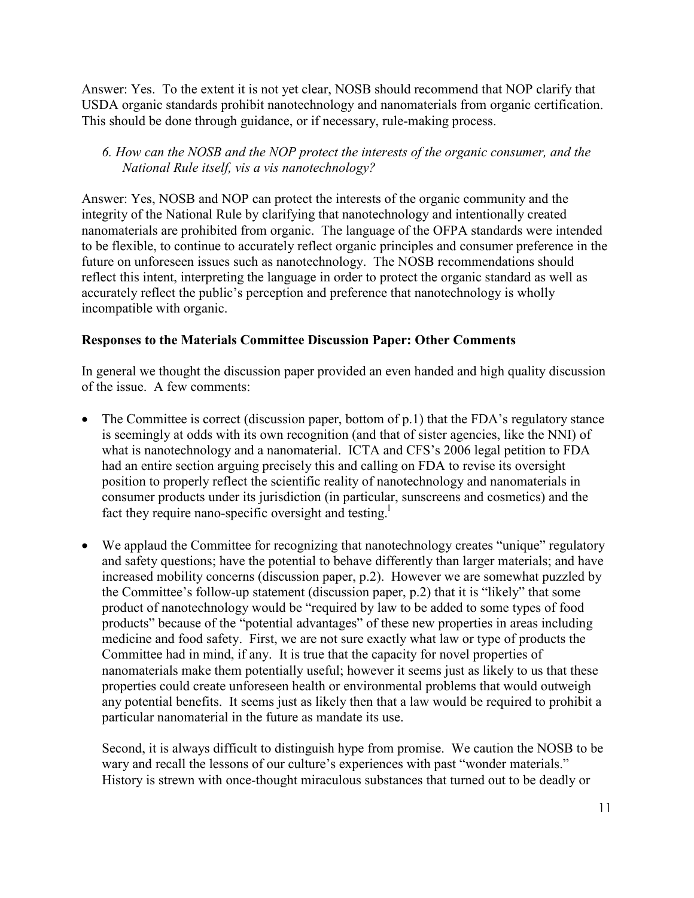Answer: Yes. To the extent it is not yet clear, NOSB should recommend that NOP clarify that USDA organic standards prohibit nanotechnology and nanomaterials from organic certification. This should be done through guidance, or if necessary, rule-making process.

*6. How can the NOSB and the NOP protect the interests of the organic consumer, and the National Rule itself, vis a vis nanotechnology?*

Answer: Yes, NOSB and NOP can protect the interests of the organic community and the integrity of the National Rule by clarifying that nanotechnology and intentionally created nanomaterials are prohibited from organic. The language of the OFPA standards were intended to be flexible, to continue to accurately reflect organic principles and consumer preference in the future on unforeseen issues such as nanotechnology. The NOSB recommendations should reflect this intent, interpreting the language in order to protect the organic standard as well as accurately reflect the public's perception and preference that nanotechnology is wholly incompatible with organic.

**Responses to the Materials Committee Discussion Paper: Other Comments**

In general we thought the discussion paper provided an even handed and high quality discussion of the issue. A few comments:

- The Committee is correct (discussion paper, bottom of p.1) that the FDA's regulatory stance is seemingly at odds with its own recognition (and that of sister agencies, like the NNI) of what is nanotechnology and a nanomaterial. ICTA and CFS's 2006 legal petition to FDA had an entire section arguing precisely this and calling on FDA to revise its oversight position to properly reflect the scientific reality of nanotechnology and nanomaterials in consumer products under its jurisdiction (in particular, sunscreens and cosmetics) and the fact they require nano-specific oversight and testing.[1]

- We applaud the Committee for recognizing that nanotechnology creates "unique" regulatory and safety questions; have the potential to behave differently than larger materials; and have increased mobility concerns (discussion paper, p.2). However we are somewhat puzzled by the Committee's follow-up statement (discussion paper, p.2) that it is "likely" that some product of nanotechnology would be "required by law to be added to some types of food products" because of the "potential advantages" of these new properties in areas including medicine and food safety. First, we are not sure exactly what law or type of products the Committee had in mind, if any. It is true that the capacity for novel properties of nanomaterials make them potentially useful; however it seems just as likely to us that these properties could create unforeseen health or environmental problems that would outweigh any potential benefits. It seems just as likely then that a law would be required to prohibit a particular nanomaterial in the future as mandate its use.

  Second, it is always difficult to distinguish hype from promise. We caution the NOSB to be wary and recall the lessons of our culture's experiences with past "wonder materials." History is strewn with once-thought miraculous substances that turned out to be deadly or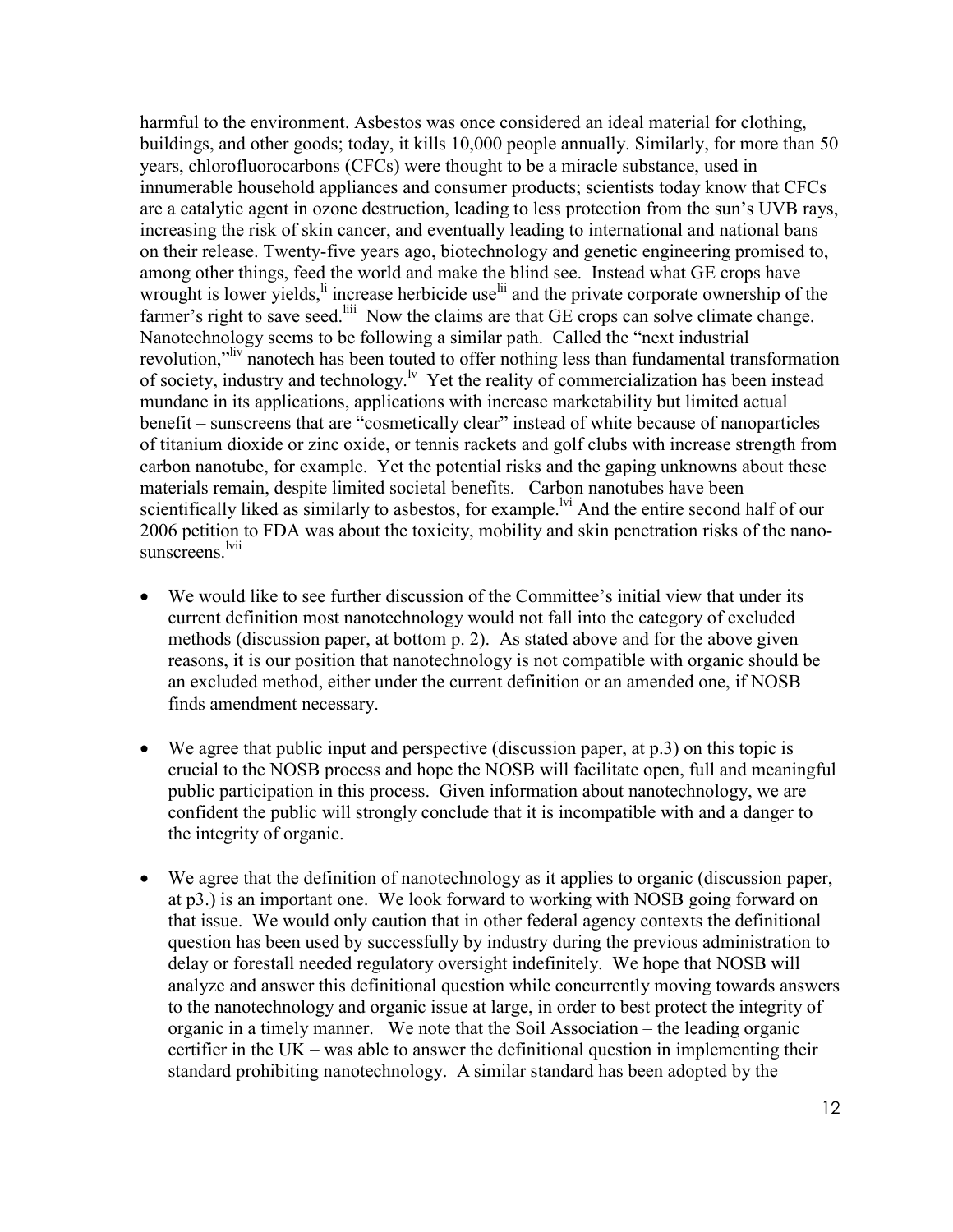harmful to the environment. Asbestos was once considered an ideal material for clothing, buildings, and other goods; today, it kills 10,000 people annually. Similarly, for more than 50 years, chlorofluorocarbons (CFCs) were thought to be a miracle substance, used in innumerable household appliances and consumer products; scientists today know that CFCs are a catalytic agent in ozone destruction, leading to less protection from the sun's UVB rays, increasing the risk of skin cancer, and eventually leading to international and national bans on their release. Twenty-five years ago, biotechnology and genetic engineering promised to, among other things, feed the world and make the blind see. Instead what GE crops have wrought is lower yields,[li] increase herbicide use[lii] and the private corporate ownership of the farmer's right to save seed.[liii] Now the claims are that GE crops can solve climate change. Nanotechnology seems to be following a similar path. Called the "next industrial revolution,"[liv] nanotech has been touted to offer nothing less than fundamental transformation of society, industry and technology.[lv] Yet the reality of commercialization has been instead mundane in its applications, applications with increase marketability but limited actual benefit – sunscreens that are "cosmetically clear" instead of white because of nanoparticles of titanium dioxide or zinc oxide, or tennis rackets and golf clubs with increase strength from carbon nanotube, for example. Yet the potential risks and the gaping unknowns about these materials remain, despite limited societal benefits. Carbon nanotubes have been scientifically liked as similarly to asbestos, for example.[lvi] And the entire second half of our 2006 petition to FDA was about the toxicity, mobility and skin penetration risks of the nano-sunscreens.[lvii]

- We would like to see further discussion of the Committee's initial view that under its current definition most nanotechnology would not fall into the category of excluded methods (discussion paper, at bottom p. 2). As stated above and for the above given reasons, it is our position that nanotechnology is not compatible with organic should be an excluded method, either under the current definition or an amended one, if NOSB finds amendment necessary.

- We agree that public input and perspective (discussion paper, at p.3) on this topic is crucial to the NOSB process and hope the NOSB will facilitate open, full and meaningful public participation in this process. Given information about nanotechnology, we are confident the public will strongly conclude that it is incompatible with and a danger to the integrity of organic.

- We agree that the definition of nanotechnology as it applies to organic (discussion paper, at p3.) is an important one. We look forward to working with NOSB going forward on that issue. We would only caution that in other federal agency contexts the definitional question has been used by successfully by industry during the previous administration to delay or forestall needed regulatory oversight indefinitely. We hope that NOSB will analyze and answer this definitional question while concurrently moving towards answers to the nanotechnology and organic issue at large, in order to best protect the integrity of organic in a timely manner. We note that the Soil Association – the leading organic certifier in the UK – was able to answer the definitional question in implementing their standard prohibiting nanotechnology. A similar standard has been adopted by the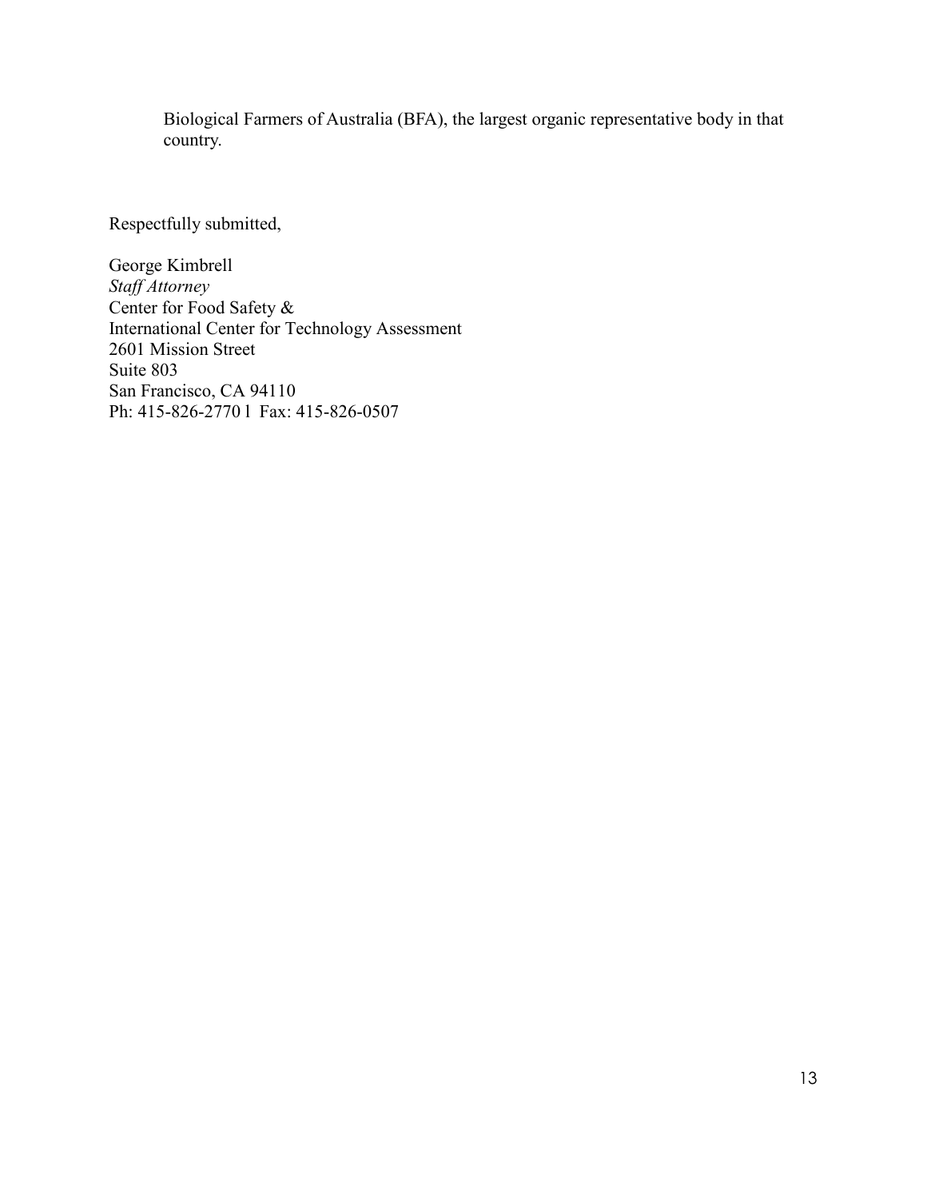Biological Farmers of Australia (BFA), the largest organic representative body in that country.

Respectfully submitted,

George Kimbrell
*Staff Attorney*
Center for Food Safety &
International Center for Technology Assessment
2601 Mission Street
Suite 803
San Francisco, CA 94110
Ph: 415-826-2770 l Fax: 415-826-0507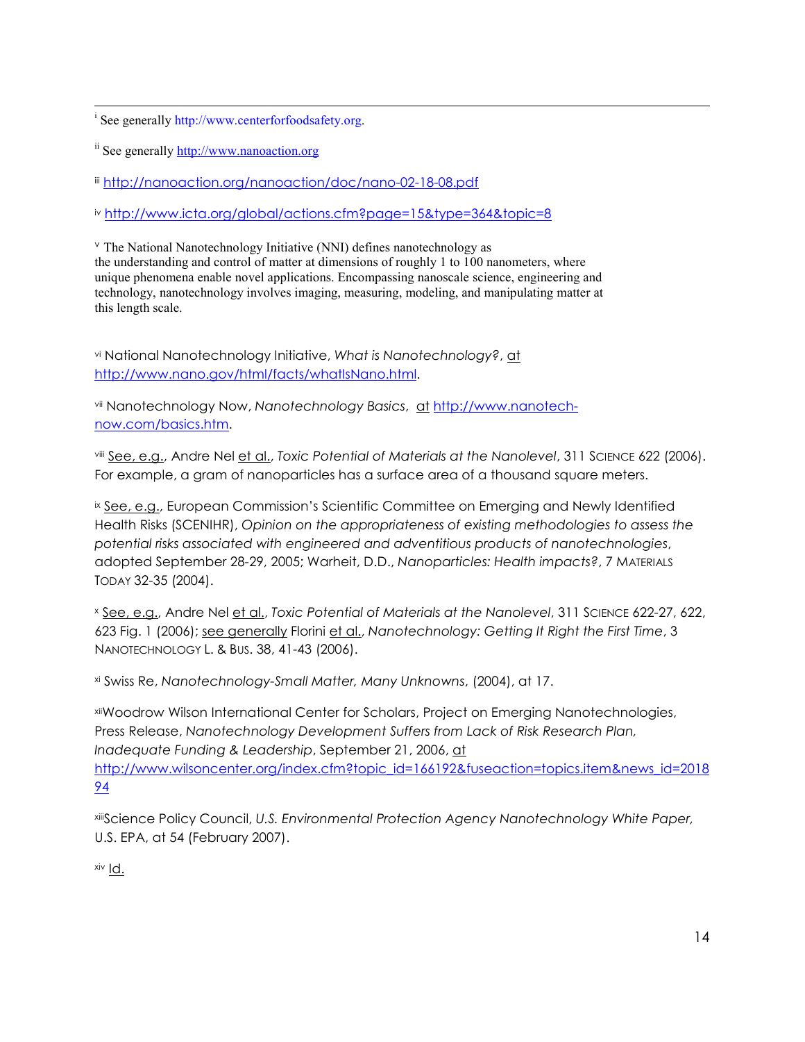[i] See generally http://www.centerforfoodsafety.org.

[ii] See generally http://www.nanoaction.org

[iii] http://nanoaction.org/nanoaction/doc/nano-02-18-08.pdf

[iv] http://www.icta.org/global/actions.cfm?page=15&type=364&topic=8

[v] The National Nanotechnology Initiative (NNI) defines nanotechnology as
the understanding and control of matter at dimensions of roughly 1 to 100 nanometers, where unique phenomena enable novel applications. Encompassing nanoscale science, engineering and technology, nanotechnology involves imaging, measuring, modeling, and manipulating matter at this length scale.

[vi] National Nanotechnology Initiative, *What is Nanotechnology?*, at http://www.nano.gov/html/facts/whatIsNano.html.

[vii] Nanotechnology Now, *Nanotechnology Basics*, at http://www.nanotech-now.com/basics.htm.

[viii] See, e.g., Andre Nel et al., *Toxic Potential of Materials at the Nanolevel*, 311 SCIENCE 622 (2006). For example, a gram of nanoparticles has a surface area of a thousand square meters.

[ix] See, e.g., European Commission's Scientific Committee on Emerging and Newly Identified Health Risks (SCENIHR), *Opinion on the appropriateness of existing methodologies to assess the potential risks associated with engineered and adventitious products of nanotechnologies*, adopted September 28-29, 2005; Warheit, D.D., *Nanoparticles: Health impacts?*, 7 MATERIALS TODAY 32-35 (2004).

[x] See, e.g., Andre Nel et al., *Toxic Potential of Materials at the Nanolevel*, 311 SCIENCE 622-27, 622, 623 Fig. 1 (2006); see generally Florini et al., *Nanotechnology: Getting It Right the First Time*, 3 NANOTECHNOLOGY L. & BUS. 38, 41-43 (2006).

[xi] Swiss Re, *Nanotechnology-Small Matter, Many Unknowns*, (2004), at 17.

[xii] Woodrow Wilson International Center for Scholars, Project on Emerging Nanotechnologies, Press Release, *Nanotechnology Development Suffers from Lack of Risk Research Plan, Inadequate Funding & Leadership*, September 21, 2006, at http://www.wilsoncenter.org/index.cfm?topic_id=166192&fuseaction=topics.item&news_id=201894

[xiii] Science Policy Council, *U.S. Environmental Protection Agency Nanotechnology White Paper*, U.S. EPA, at 54 (February 2007).

[xiv] Id.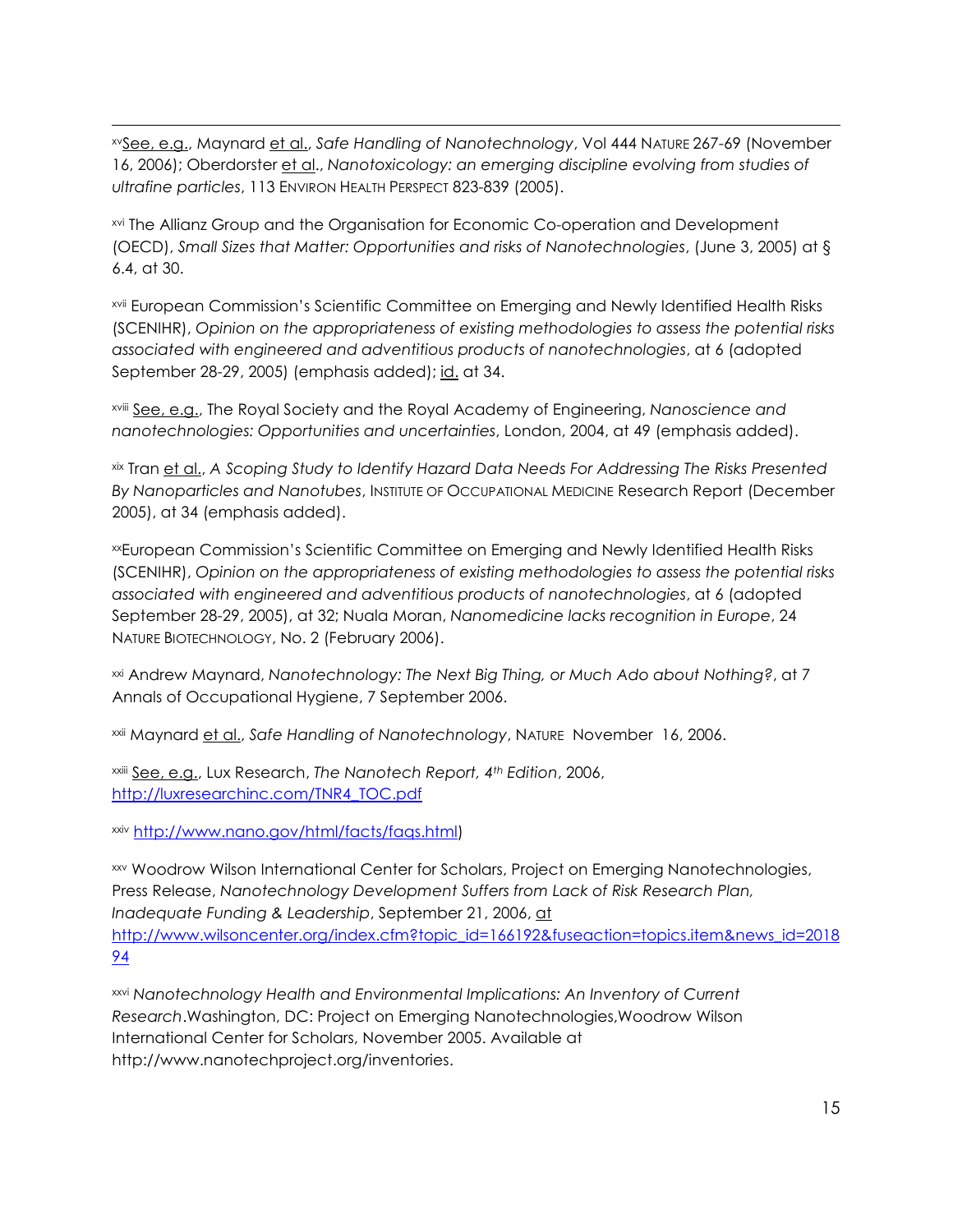[xv] See, e.g., Maynard et al., *Safe Handling of Nanotechnology*, Vol 444 NATURE 267-69 (November 16, 2006); Oberdorster et al., *Nanotoxicology: an emerging discipline evolving from studies of ultrafine particles*, 113 ENVIRON HEALTH PERSPECT 823-839 (2005).

[xvi] The Allianz Group and the Organisation for Economic Co-operation and Development (OECD), *Small Sizes that Matter: Opportunities and risks of Nanotechnologies*, (June 3, 2005) at § 6.4, at 30.

[xvii] European Commission's Scientific Committee on Emerging and Newly Identified Health Risks (SCENIHR), *Opinion on the appropriateness of existing methodologies to assess the potential risks associated with engineered and adventitious products of nanotechnologies*, at 6 (adopted September 28-29, 2005) (emphasis added); id. at 34.

[xviii] See, e.g., The Royal Society and the Royal Academy of Engineering, *Nanoscience and nanotechnologies: Opportunities and uncertainties*, London, 2004, at 49 (emphasis added).

[xix] Tran et al., *A Scoping Study to Identify Hazard Data Needs For Addressing The Risks Presented By Nanoparticles and Nanotubes*, INSTITUTE OF OCCUPATIONAL MEDICINE Research Report (December 2005), at 34 (emphasis added).

[xx] European Commission's Scientific Committee on Emerging and Newly Identified Health Risks (SCENIHR), *Opinion on the appropriateness of existing methodologies to assess the potential risks associated with engineered and adventitious products of nanotechnologies*, at 6 (adopted September 28-29, 2005), at 32; Nuala Moran, *Nanomedicine lacks recognition in Europe*, 24 NATURE BIOTECHNOLOGY, No. 2 (February 2006).

[xxi] Andrew Maynard, *Nanotechnology: The Next Big Thing, or Much Ado about Nothing?*, at 7 Annals of Occupational Hygiene, 7 September 2006.

[xxii] Maynard et al., *Safe Handling of Nanotechnology*, NATURE November 16, 2006.

[xxiii] See, e.g., Lux Research, *The Nanotech Report, 4th Edition*, 2006, http://luxresearchinc.com/TNR4_TOC.pdf

[xxiv] http://www.nano.gov/html/facts/faqs.html)

[xxv] Woodrow Wilson International Center for Scholars, Project on Emerging Nanotechnologies, Press Release, *Nanotechnology Development Suffers from Lack of Risk Research Plan, Inadequate Funding & Leadership*, September 21, 2006, at http://www.wilsoncenter.org/index.cfm?topic_id=166192&fuseaction=topics.item&news_id=201894

[xxvi] *Nanotechnology Health and Environmental Implications: An Inventory of Current Research*.Washington, DC: Project on Emerging Nanotechnologies,Woodrow Wilson International Center for Scholars, November 2005. Available at http://www.nanotechproject.org/inventories.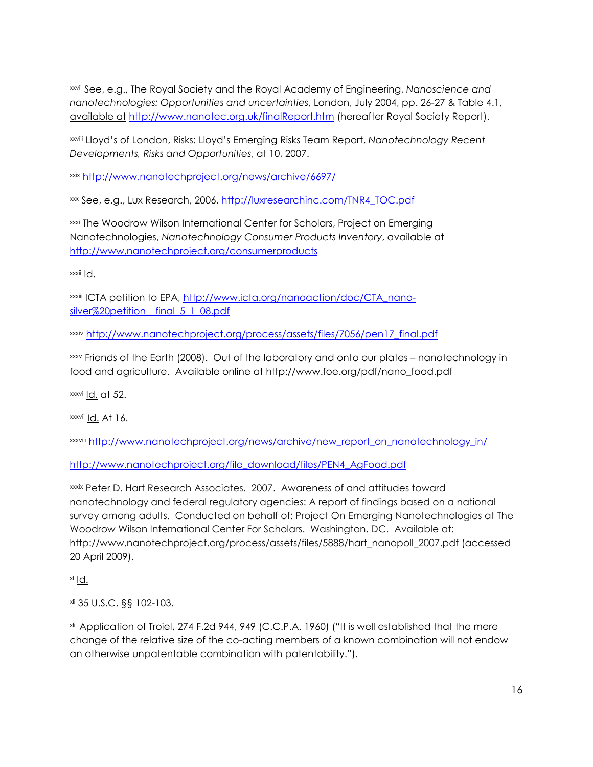[xxvii] See, e.g., The Royal Society and the Royal Academy of Engineering, *Nanoscience and nanotechnologies: Opportunities and uncertainties*, London, July 2004, pp. 26-27 & Table 4.1, available at http://www.nanotec.org.uk/finalReport.htm (hereafter Royal Society Report).

[xxviii] Lloyd's of London, Risks: Lloyd's Emerging Risks Team Report, *Nanotechnology Recent Developments, Risks and Opportunities*, at 10, 2007.

[xxix] http://www.nanotechproject.org/news/archive/6697/

[xxx] See, e.g., Lux Research, 2006, http://luxresearchinc.com/TNR4_TOC.pdf

[xxxi] The Woodrow Wilson International Center for Scholars, Project on Emerging Nanotechnologies, *Nanotechnology Consumer Products Inventory*, available at http://www.nanotechproject.org/consumerproducts

[xxxii] Id.

[xxxiii] ICTA petition to EPA, http://www.icta.org/nanoaction/doc/CTA_nano-silver%20petition__final_5_1_08.pdf

[xxxiv] http://www.nanotechproject.org/process/assets/files/7056/pen17_final.pdf

[xxxv] Friends of the Earth (2008). Out of the laboratory and onto our plates – nanotechnology in food and agriculture. Available online at http://www.foe.org/pdf/nano_food.pdf

[xxxvi] Id. at 52.

[xxxvii] Id. At 16.

[xxxviii] http://www.nanotechproject.org/news/archive/new_report_on_nanotechnology_in/

http://www.nanotechproject.org/file_download/files/PEN4_AgFood.pdf

[xxxix] Peter D. Hart Research Associates. 2007. Awareness of and attitudes toward nanotechnology and federal regulatory agencies: A report of findings based on a national survey among adults. Conducted on behalf of: Project On Emerging Nanotechnologies at The Woodrow Wilson International Center For Scholars. Washington, DC. Available at: http://www.nanotechproject.org/process/assets/files/5888/hart_nanopoll_2007.pdf (accessed 20 April 2009).

[xl] Id.

[xli] 35 U.S.C. §§ 102-103.

[xlii] Application of Troiel, 274 F.2d 944, 949 (C.C.P.A. 1960) ("It is well established that the mere change of the relative size of the co-acting members of a known combination will not endow an otherwise unpatentable combination with patentability.").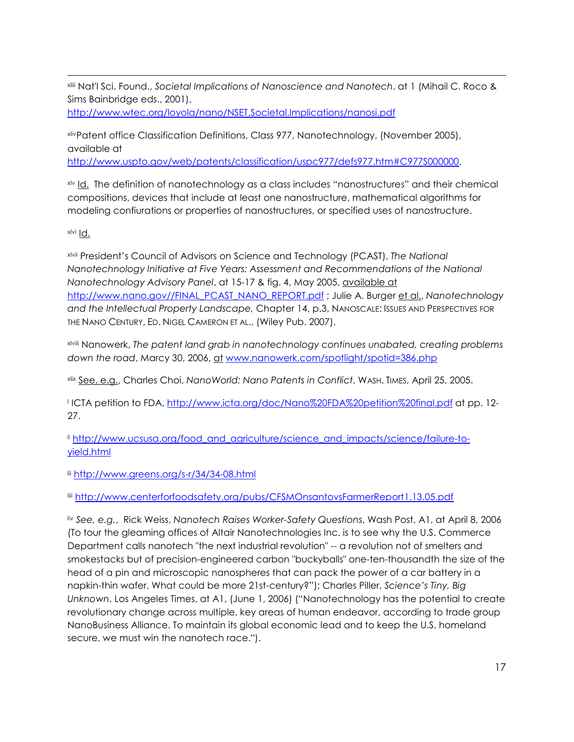[xliii] Nat'l Sci. Found., *Societal Implications of Nanoscience and Nanotech*. at 1 (Mihail C. Roco & Sims Bainbridge eds., 2001), http://www.wtec.org/loyola/nano/NSET.Societal.Implications/nanosi.pdf

[xliv]Patent office Classification Definitions, Class 977, Nanotechnology, (November 2005), available at http://www.uspto.gov/web/patents/classification/uspc977/defs977.htm#C977S000000.

[xlv] Id. The definition of nanotechnology as a class includes "nanostructures" and their chemical compositions, devices that include at least one nanostructure, mathematical algorithms for modeling confiurations or properties of nanostructures, or specified uses of nanostructure.

[xlvi] Id.

[xlvii] President's Council of Advisors on Science and Technology (PCAST), *The National Nanotechnology Initiative at Five Years: Assessment and Recommendations of the National Nanotechnology Advisory Panel*, at 15-17 & fig. 4, May 2005, available at http://www.nano.gov//FINAL_PCAST_NANO_REPORT.pdf ; Julie A. Burger et al., *Nanotechnology and the Intellectual Property Landscape,* Chapter 14, p.3, NANOSCALE: ISSUES AND PERSPECTIVES FOR THE NANO CENTURY, ED. NIGEL CAMERON ET AL., (Wiley Pub. 2007).

[xlviii] Nanowerk, *The patent land grab in nanotechnology continues unabated, creating problems down the road*, Marcy 30, 2006, at www.nanowerk.com/spotlight/spotid=386.php

[xlix] See, e.g., Charles Choi, *NanoWorld: Nano Patents in Conflict*, WASH. TIMES, April 25, 2005.

[l] ICTA petition to FDA, http://www.icta.org/doc/Nano%20FDA%20petition%20final.pdf at pp. 12-27.

[li] http://www.ucsusa.org/food_and_agriculture/science_and_impacts/science/failure-to-yield.html

[lii] http://www.greens.org/s-r/34/34-08.html

[liii] http://www.centerforfoodsafety.org/pubs/CFSMOnsantovsFarmerReport1.13.05.pdf

[liv] *See, e.g.*, Rick Weiss, *Nanotech Raises Worker-Safety Questions*, Wash Post, A1, at April 8, 2006 (To tour the gleaming offices of Altair Nanotechnologies Inc. is to see why the U.S. Commerce Department calls nanotech "the next industrial revolution" -- a revolution not of smelters and smokestacks but of precision-engineered carbon "buckyballs" one-ten-thousandth the size of the head of a pin and microscopic nanospheres that can pack the power of a car battery in a napkin-thin wafer. What could be more 21st-century?"); Charles Piller, *Science's Tiny, Big Unknown*, Los Angeles Times, at A1, (June 1, 2006) ("Nanotechnology has the potential to create revolutionary change across multiple, key areas of human endeavor, according to trade group NanoBusiness Alliance. To maintain its global economic lead and to keep the U.S. homeland secure, we must win the nanotech race.").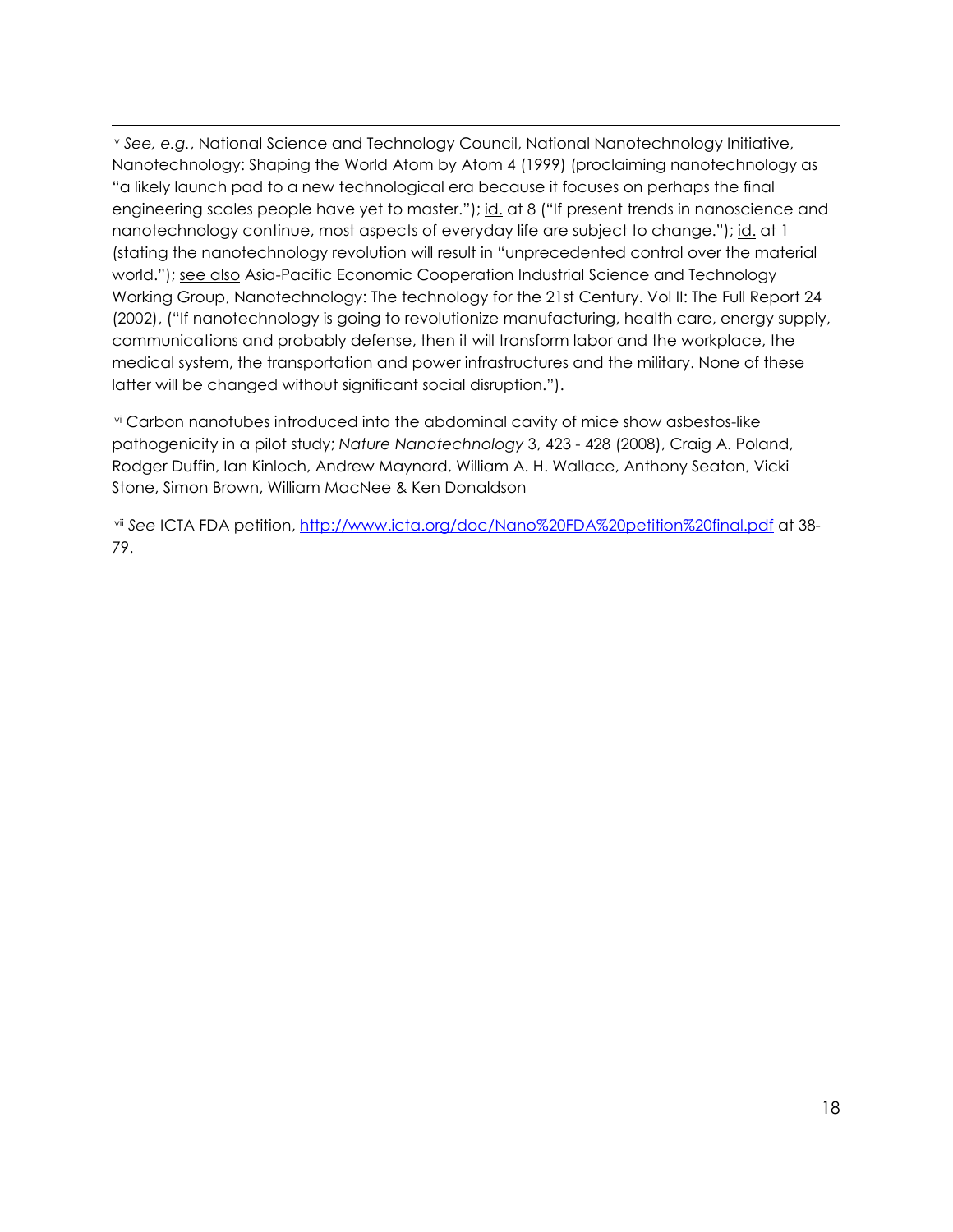[lv] *See, e.g.*, National Science and Technology Council, National Nanotechnology Initiative, Nanotechnology: Shaping the World Atom by Atom 4 (1999) (proclaiming nanotechnology as "a likely launch pad to a new technological era because it focuses on perhaps the final engineering scales people have yet to master."); id. at 8 ("If present trends in nanoscience and nanotechnology continue, most aspects of everyday life are subject to change."); id. at 1 (stating the nanotechnology revolution will result in "unprecedented control over the material world."); see also Asia-Pacific Economic Cooperation Industrial Science and Technology Working Group, Nanotechnology: The technology for the 21st Century. Vol II: The Full Report 24 (2002), ("If nanotechnology is going to revolutionize manufacturing, health care, energy supply, communications and probably defense, then it will transform labor and the workplace, the medical system, the transportation and power infrastructures and the military. None of these latter will be changed without significant social disruption.").

[lvi] Carbon nanotubes introduced into the abdominal cavity of mice show asbestos-like pathogenicity in a pilot study; *Nature Nanotechnology* 3, 423 - 428 (2008), Craig A. Poland, Rodger Duffin, Ian Kinloch, Andrew Maynard, William A. H. Wallace, Anthony Seaton, Vicki Stone, Simon Brown, William MacNee & Ken Donaldson

[lvii] *See* ICTA FDA petition, http://www.icta.org/doc/Nano%20FDA%20petition%20final.pdf at 38-79.